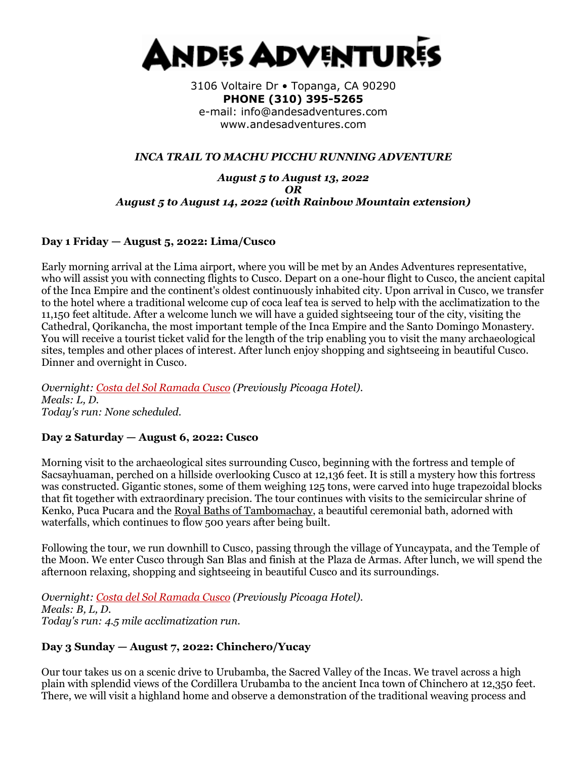# ANDES ADVENTURES

3106 Voltaire Dr • Topanga, CA 90290
**PHONE (310) 395-5265**
e-mail: info@andesadventures.com
www.andesadventures.com

## *INCA TRAIL TO MACHU PICCHU RUNNING ADVENTURE*

***August 5 to August 13, 2022***
***OR***
***August 5 to August 14, 2022 (with Rainbow Mountain extension)***

### Day 1 Friday — August 5, 2022: Lima/Cusco

Early morning arrival at the Lima airport, where you will be met by an Andes Adventures representative, who will assist you with connecting flights to Cusco. Depart on a one-hour flight to Cusco, the ancient capital of the Inca Empire and the continent's oldest continuously inhabited city. Upon arrival in Cusco, we transfer to the hotel where a traditional welcome cup of coca leaf tea is served to help with the acclimatization to the 11,150 feet altitude. After a welcome lunch we will have a guided sightseeing tour of the city, visiting the Cathedral, Qorikancha, the most important temple of the Inca Empire and the Santo Domingo Monastery. You will receive a tourist ticket valid for the length of the trip enabling you to visit the many archaeological sites, temples and other places of interest. After lunch enjoy shopping and sightseeing in beautiful Cusco. Dinner and overnight in Cusco.

*Overnight: Costa del Sol Ramada Cusco (Previously Picoaga Hotel).*
*Meals: L, D.*
*Today's run: None scheduled.*

### Day 2 Saturday — August 6, 2022: Cusco

Morning visit to the archaeological sites surrounding Cusco, beginning with the fortress and temple of Sacsayhuaman, perched on a hillside overlooking Cusco at 12,136 feet. It is still a mystery how this fortress was constructed. Gigantic stones, some of them weighing 125 tons, were carved into huge trapezoidal blocks that fit together with extraordinary precision. The tour continues with visits to the semicircular shrine of Kenko, Puca Pucara and the Royal Baths of Tambomachay, a beautiful ceremonial bath, adorned with waterfalls, which continues to flow 500 years after being built.

Following the tour, we run downhill to Cusco, passing through the village of Yuncaypata, and the Temple of the Moon. We enter Cusco through San Blas and finish at the Plaza de Armas. After lunch, we will spend the afternoon relaxing, shopping and sightseeing in beautiful Cusco and its surroundings.

*Overnight: Costa del Sol Ramada Cusco (Previously Picoaga Hotel).*
*Meals: B, L, D.*
*Today's run: 4.5 mile acclimatization run.*

### Day 3 Sunday — August 7, 2022: Chinchero/Yucay

Our tour takes us on a scenic drive to Urubamba, the Sacred Valley of the Incas. We travel across a high plain with splendid views of the Cordillera Urubamba to the ancient Inca town of Chinchero at 12,350 feet. There, we will visit a highland home and observe a demonstration of the traditional weaving process and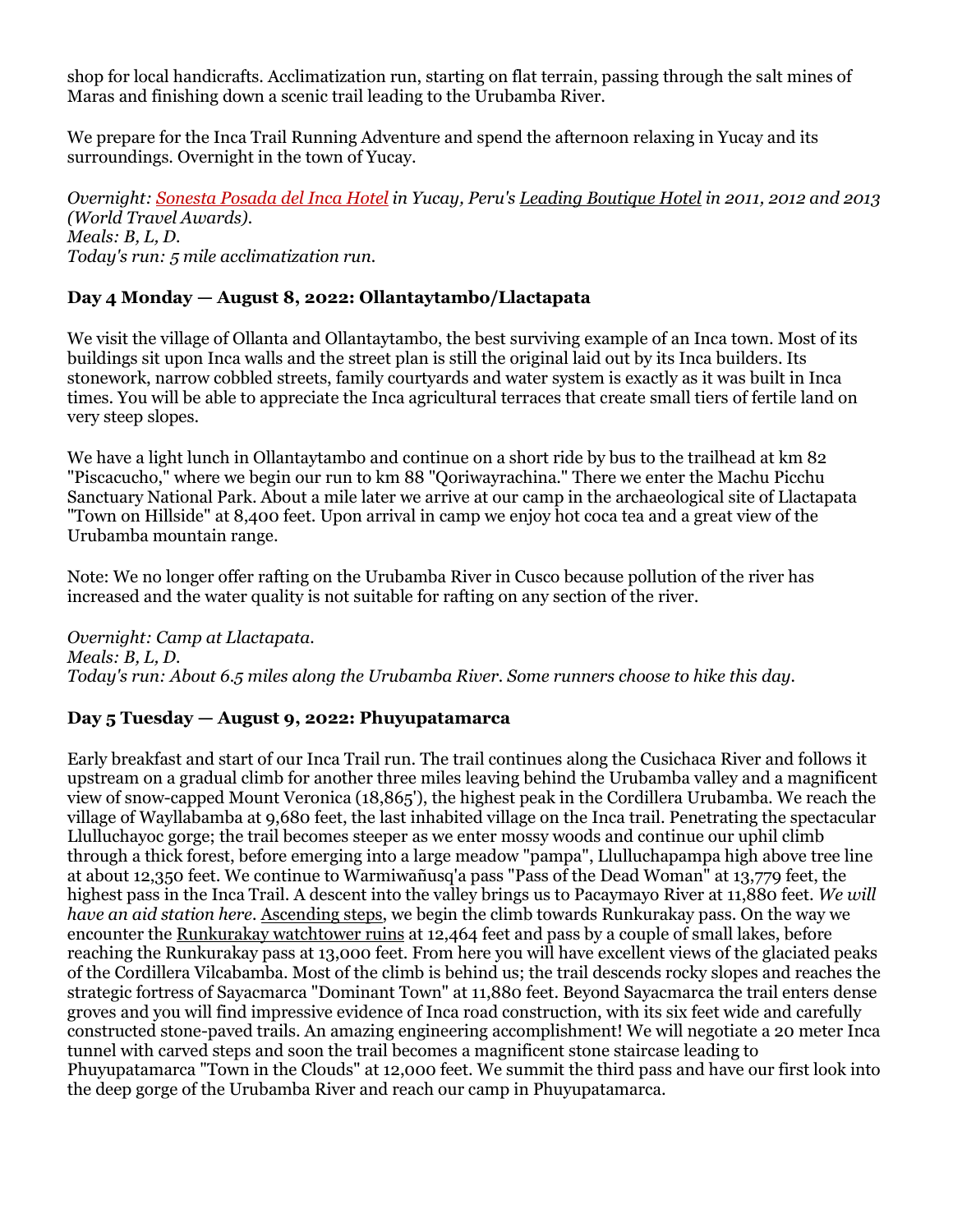shop for local handicrafts. Acclimatization run, starting on flat terrain, passing through the salt mines of Maras and finishing down a scenic trail leading to the Urubamba River.

We prepare for the Inca Trail Running Adventure and spend the afternoon relaxing in Yucay and its surroundings. Overnight in the town of Yucay.

*Overnight: Sonesta Posada del Inca Hotel in Yucay, Peru's Leading Boutique Hotel in 2011, 2012 and 2013 (World Travel Awards).*
*Meals: B, L, D.*
*Today's run: 5 mile acclimatization run.*

### Day 4 Monday — August 8, 2022: Ollantaytambo/Llactapata

We visit the village of Ollanta and Ollantaytambo, the best surviving example of an Inca town. Most of its buildings sit upon Inca walls and the street plan is still the original laid out by its Inca builders. Its stonework, narrow cobbled streets, family courtyards and water system is exactly as it was built in Inca times. You will be able to appreciate the Inca agricultural terraces that create small tiers of fertile land on very steep slopes.

We have a light lunch in Ollantaytambo and continue on a short ride by bus to the trailhead at km 82 "Piscacucho," where we begin our run to km 88 "Qoriwayrachina." There we enter the Machu Picchu Sanctuary National Park. About a mile later we arrive at our camp in the archaeological site of Llactapata "Town on Hillside" at 8,400 feet. Upon arrival in camp we enjoy hot coca tea and a great view of the Urubamba mountain range.

Note: We no longer offer rafting on the Urubamba River in Cusco because pollution of the river has increased and the water quality is not suitable for rafting on any section of the river.

*Overnight: Camp at Llactapata.*
*Meals: B, L, D.*
*Today's run: About 6.5 miles along the Urubamba River. Some runners choose to hike this day.*

### Day 5 Tuesday — August 9, 2022: Phuyupatamarca

Early breakfast and start of our Inca Trail run. The trail continues along the Cusichaca River and follows it upstream on a gradual climb for another three miles leaving behind the Urubamba valley and a magnificent view of snow-capped Mount Veronica (18,865'), the highest peak in the Cordillera Urubamba. We reach the village of Wayllabamba at 9,680 feet, the last inhabited village on the Inca trail. Penetrating the spectacular Llulluchayoc gorge; the trail becomes steeper as we enter mossy woods and continue our uphil climb through a thick forest, before emerging into a large meadow "pampa", Llulluchapampa high above tree line at about 12,350 feet. We continue to Warmiwañusq'a pass "Pass of the Dead Woman" at 13,779 feet, the highest pass in the Inca Trail. A descent into the valley brings us to Pacaymayo River at 11,880 feet. *We will have an aid station here.* Ascending steps, we begin the climb towards Runkurakay pass. On the way we encounter the Runkurakay watchtower ruins at 12,464 feet and pass by a couple of small lakes, before reaching the Runkurakay pass at 13,000 feet. From here you will have excellent views of the glaciated peaks of the Cordillera Vilcabamba. Most of the climb is behind us; the trail descends rocky slopes and reaches the strategic fortress of Sayacmarca "Dominant Town" at 11,880 feet. Beyond Sayacmarca the trail enters dense groves and you will find impressive evidence of Inca road construction, with its six feet wide and carefully constructed stone-paved trails. An amazing engineering accomplishment! We will negotiate a 20 meter Inca tunnel with carved steps and soon the trail becomes a magnificent stone staircase leading to Phuyupatamarca "Town in the Clouds" at 12,000 feet. We summit the third pass and have our first look into the deep gorge of the Urubamba River and reach our camp in Phuyupatamarca.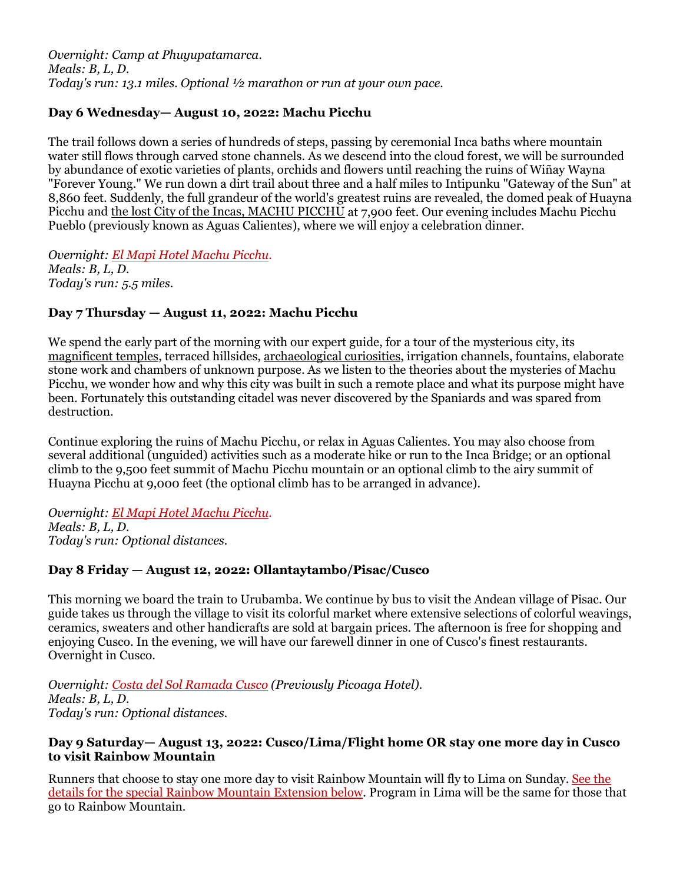*Overnight: Camp at Phuyupatamarca.*
*Meals: B, L, D.*
*Today's run: 13.1 miles. Optional ½ marathon or run at your own pace.*

### Day 6 Wednesday— August 10, 2022: Machu Picchu

The trail follows down a series of hundreds of steps, passing by ceremonial Inca baths where mountain water still flows through carved stone channels. As we descend into the cloud forest, we will be surrounded by abundance of exotic varieties of plants, orchids and flowers until reaching the ruins of Wiñay Wayna "Forever Young." We run down a dirt trail about three and a half miles to Intipunku "Gateway of the Sun" at 8,860 feet. Suddenly, the full grandeur of the world's greatest ruins are revealed, the domed peak of Huayna Picchu and the lost City of the Incas, MACHU PICCHU at 7,900 feet. Our evening includes Machu Picchu Pueblo (previously known as Aguas Calientes), where we will enjoy a celebration dinner.

*Overnight: El Mapi Hotel Machu Picchu.*
*Meals: B, L, D.*
*Today's run: 5.5 miles.*

### Day 7 Thursday — August 11, 2022: Machu Picchu

We spend the early part of the morning with our expert guide, for a tour of the mysterious city, its magnificent temples, terraced hillsides, archaeological curiosities, irrigation channels, fountains, elaborate stone work and chambers of unknown purpose. As we listen to the theories about the mysteries of Machu Picchu, we wonder how and why this city was built in such a remote place and what its purpose might have been. Fortunately this outstanding citadel was never discovered by the Spaniards and was spared from destruction.

Continue exploring the ruins of Machu Picchu, or relax in Aguas Calientes. You may also choose from several additional (unguided) activities such as a moderate hike or run to the Inca Bridge; or an optional climb to the 9,500 feet summit of Machu Picchu mountain or an optional climb to the airy summit of Huayna Picchu at 9,000 feet (the optional climb has to be arranged in advance).

*Overnight: El Mapi Hotel Machu Picchu.*
*Meals: B, L, D.*
*Today's run: Optional distances.*

### Day 8 Friday — August 12, 2022: Ollantaytambo/Pisac/Cusco

This morning we board the train to Urubamba. We continue by bus to visit the Andean village of Pisac. Our guide takes us through the village to visit its colorful market where extensive selections of colorful weavings, ceramics, sweaters and other handicrafts are sold at bargain prices. The afternoon is free for shopping and enjoying Cusco. In the evening, we will have our farewell dinner in one of Cusco's finest restaurants. Overnight in Cusco.

*Overnight: Costa del Sol Ramada Cusco (Previously Picoaga Hotel).*
*Meals: B, L, D.*
*Today's run: Optional distances.*

### Day 9 Saturday— August 13, 2022: Cusco/Lima/Flight home OR stay one more day in Cusco to visit Rainbow Mountain

Runners that choose to stay one more day to visit Rainbow Mountain will fly to Lima on Sunday. See the details for the special Rainbow Mountain Extension below. Program in Lima will be the same for those that go to Rainbow Mountain.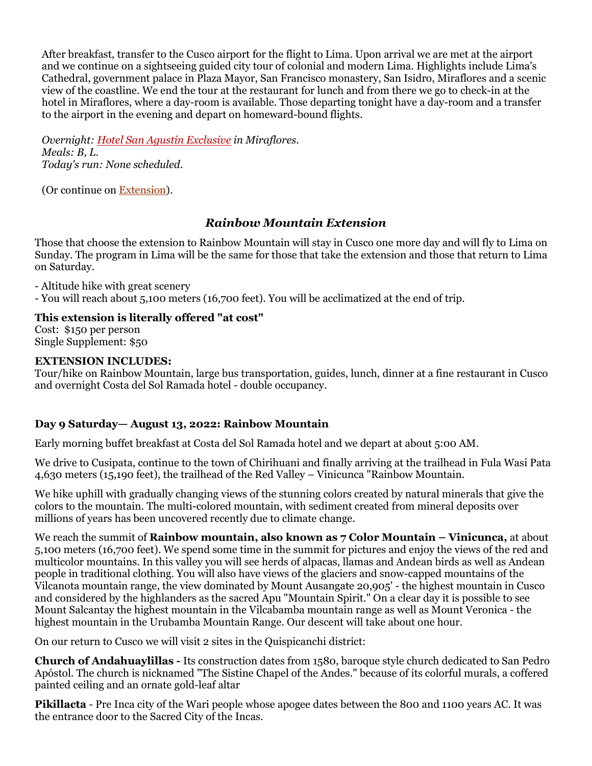After breakfast, transfer to the Cusco airport for the flight to Lima. Upon arrival we are met at the airport and we continue on a sightseeing guided city tour of colonial and modern Lima. Highlights include Lima's Cathedral, government palace in Plaza Mayor, San Francisco monastery, San Isidro, Miraflores and a scenic view of the coastline. We end the tour at the restaurant for lunch and from there we go to check-in at the hotel in Miraflores, where a day-room is available. Those departing tonight have a day-room and a transfer to the airport in the evening and depart on homeward-bound flights.

*Overnight: Hotel San Agustín Exclusive in Miraflores.*
*Meals: B, L.*
*Today's run: None scheduled.*

(Or continue on Extension).

## *Rainbow Mountain Extension*

Those that choose the extension to Rainbow Mountain will stay in Cusco one more day and will fly to Lima on Sunday. The program in Lima will be the same for those that take the extension and those that return to Lima on Saturday.

- Altitude hike with great scenery
- You will reach about 5,100 meters (16,700 feet). You will be acclimatized at the end of trip.

**This extension is literally offered "at cost"**
Cost: $150 per person
Single Supplement: $50

**EXTENSION INCLUDES:**
Tour/hike on Rainbow Mountain, large bus transportation, guides, lunch, dinner at a fine restaurant in Cusco and overnight Costa del Sol Ramada hotel - double occupancy.

### Day 9 Saturday— August 13, 2022: Rainbow Mountain

Early morning buffet breakfast at Costa del Sol Ramada hotel and we depart at about 5:00 AM.

We drive to Cusipata, continue to the town of Chirihuani and finally arriving at the trailhead in Fula Wasi Pata 4,630 meters (15,190 feet), the trailhead of the Red Valley – Vinicunca "Rainbow Mountain.

We hike uphill with gradually changing views of the stunning colors created by natural minerals that give the colors to the mountain. The multi-colored mountain, with sediment created from mineral deposits over millions of years has been uncovered recently due to climate change.

We reach the summit of **Rainbow mountain, also known as 7 Color Mountain – Vinicunca,** at about 5,100 meters (16,700 feet). We spend some time in the summit for pictures and enjoy the views of the red and multicolor mountains. In this valley you will see herds of alpacas, llamas and Andean birds as well as Andean people in traditional clothing. You will also have views of the glaciers and snow-capped mountains of the Vilcanota mountain range, the view dominated by Mount Ausangate 20,905' - the highest mountain in Cusco and considered by the highlanders as the sacred Apu "Mountain Spirit." On a clear day it is possible to see Mount Salcantay the highest mountain in the Vilcabamba mountain range as well as Mount Veronica - the highest mountain in the Urubamba Mountain Range. Our descent will take about one hour.

On our return to Cusco we will visit 2 sites in the Quispicanchi district:

**Church of Andahuaylillas -** Its construction dates from 1580, baroque style church dedicated to San Pedro Apóstol. The church is nicknamed "The Sistine Chapel of the Andes." because of its colorful murals, a coffered painted ceiling and an ornate gold-leaf altar

**Pikillacta** - Pre Inca city of the Wari people whose apogee dates between the 800 and 1100 years AC. It was the entrance door to the Sacred City of the Incas.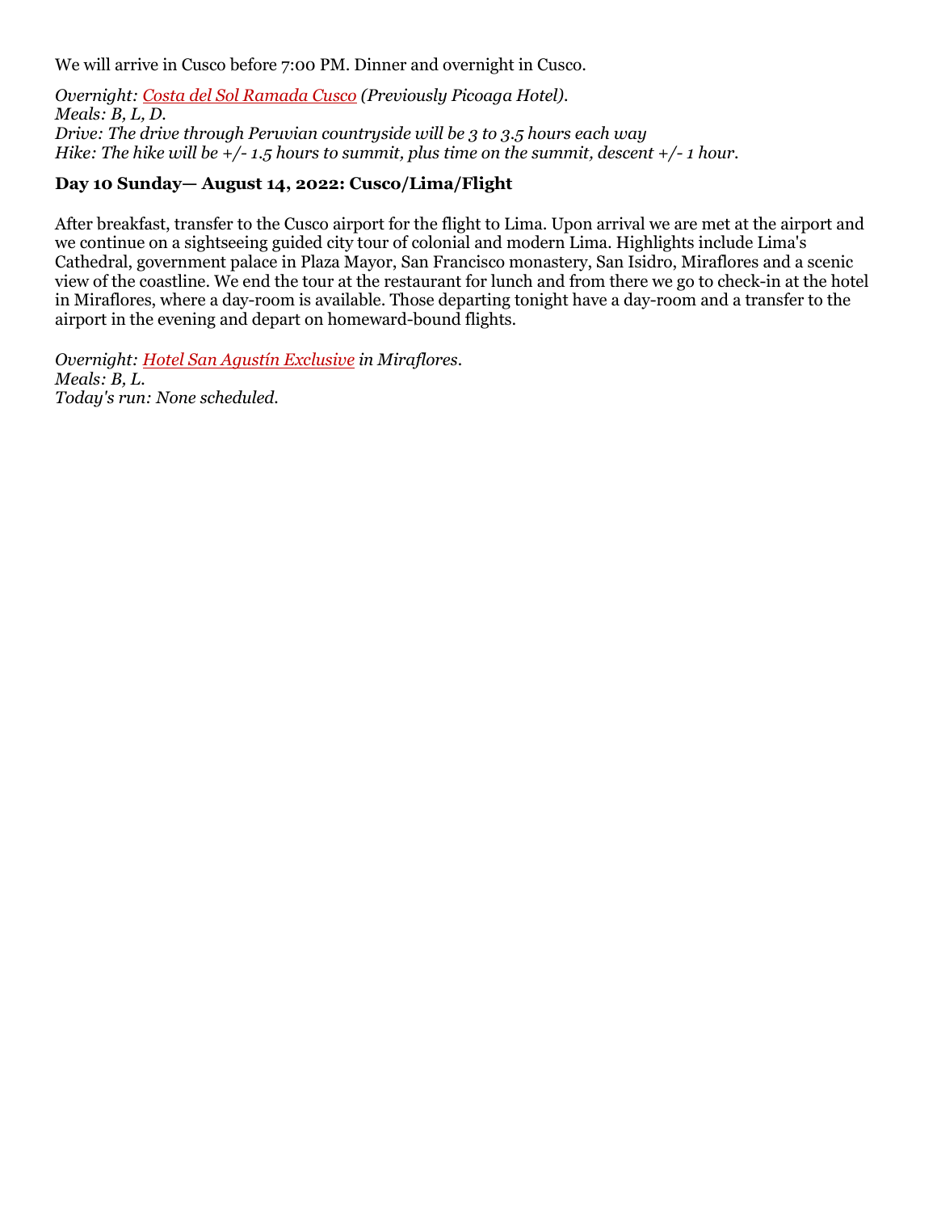We will arrive in Cusco before 7:00 PM. Dinner and overnight in Cusco.

*Overnight: Costa del Sol Ramada Cusco (Previously Picoaga Hotel).*
*Meals: B, L, D.*
*Drive: The drive through Peruvian countryside will be 3 to 3.5 hours each way*
*Hike: The hike will be +/- 1.5 hours to summit, plus time on the summit, descent +/- 1 hour.*

**Day 10 Sunday— August 14, 2022: Cusco/Lima/Flight**

After breakfast, transfer to the Cusco airport for the flight to Lima. Upon arrival we are met at the airport and we continue on a sightseeing guided city tour of colonial and modern Lima. Highlights include Lima's Cathedral, government palace in Plaza Mayor, San Francisco monastery, San Isidro, Miraflores and a scenic view of the coastline. We end the tour at the restaurant for lunch and from there we go to check-in at the hotel in Miraflores, where a day-room is available. Those departing tonight have a day-room and a transfer to the airport in the evening and depart on homeward-bound flights.

*Overnight: Hotel San Agustín Exclusive in Miraflores.*
*Meals: B, L.*
*Today's run: None scheduled.*